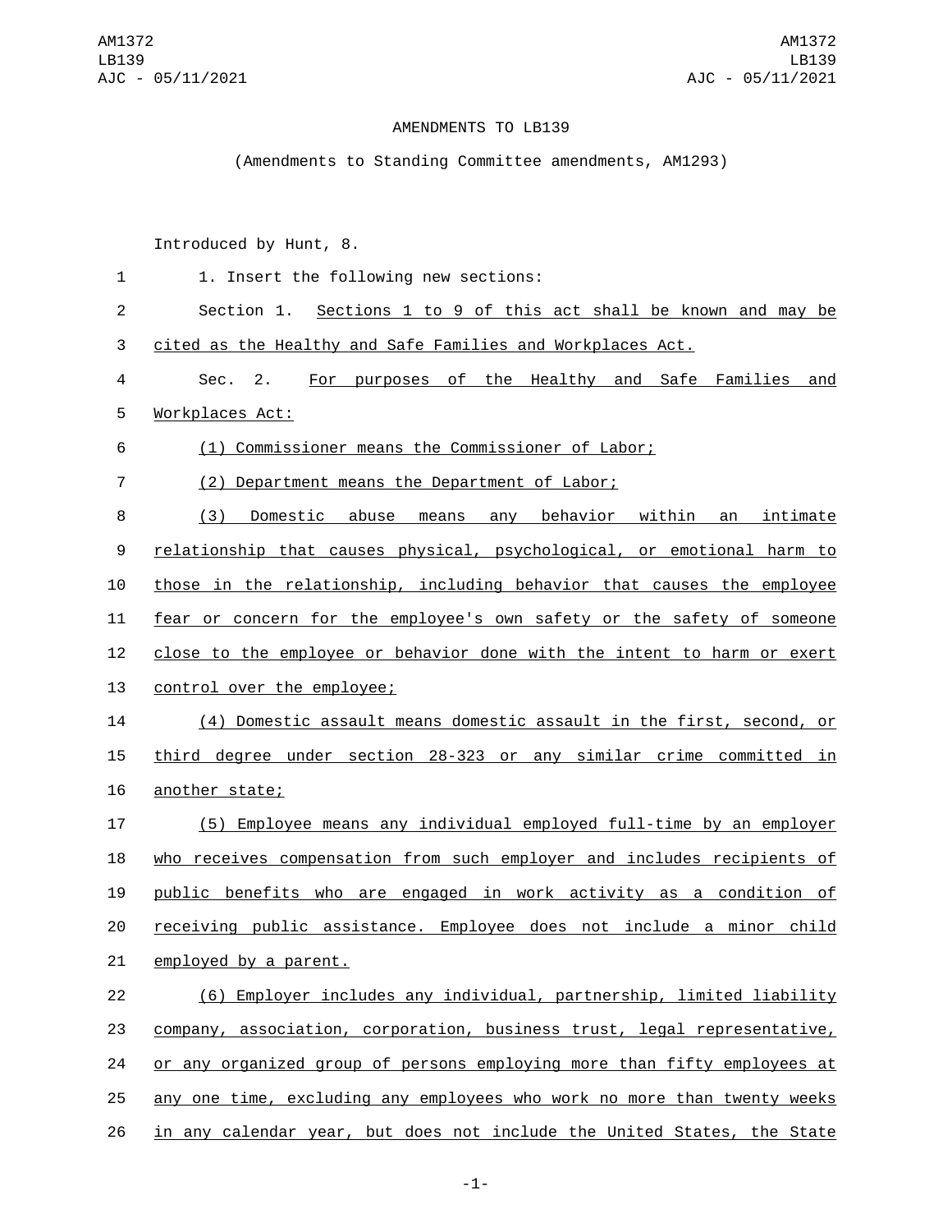AMENDMENTS TO LB139

(Amendments to Standing Committee amendments, AM1293)

Introduced by Hunt, 8.

1. Insert the following new sections:

Section 1. Sections 1 to 9 of this act shall be known and may be cited as the Healthy and Safe Families and Workplaces Act.

Sec. 2. For purposes of the Healthy and Safe Families and Workplaces Act:

(1) Commissioner means the Commissioner of Labor;

(2) Department means the Department of Labor;

(3) Domestic abuse means any behavior within an intimate relationship that causes physical, psychological, or emotional harm to those in the relationship, including behavior that causes the employee fear or concern for the employee's own safety or the safety of someone close to the employee or behavior done with the intent to harm or exert control over the employee;

(4) Domestic assault means domestic assault in the first, second, or third degree under section 28-323 or any similar crime committed in another state;

(5) Employee means any individual employed full-time by an employer who receives compensation from such employer and includes recipients of public benefits who are engaged in work activity as a condition of receiving public assistance. Employee does not include a minor child employed by a parent.

(6) Employer includes any individual, partnership, limited liability company, association, corporation, business trust, legal representative, or any organized group of persons employing more than fifty employees at any one time, excluding any employees who work no more than twenty weeks in any calendar year, but does not include the United States, the State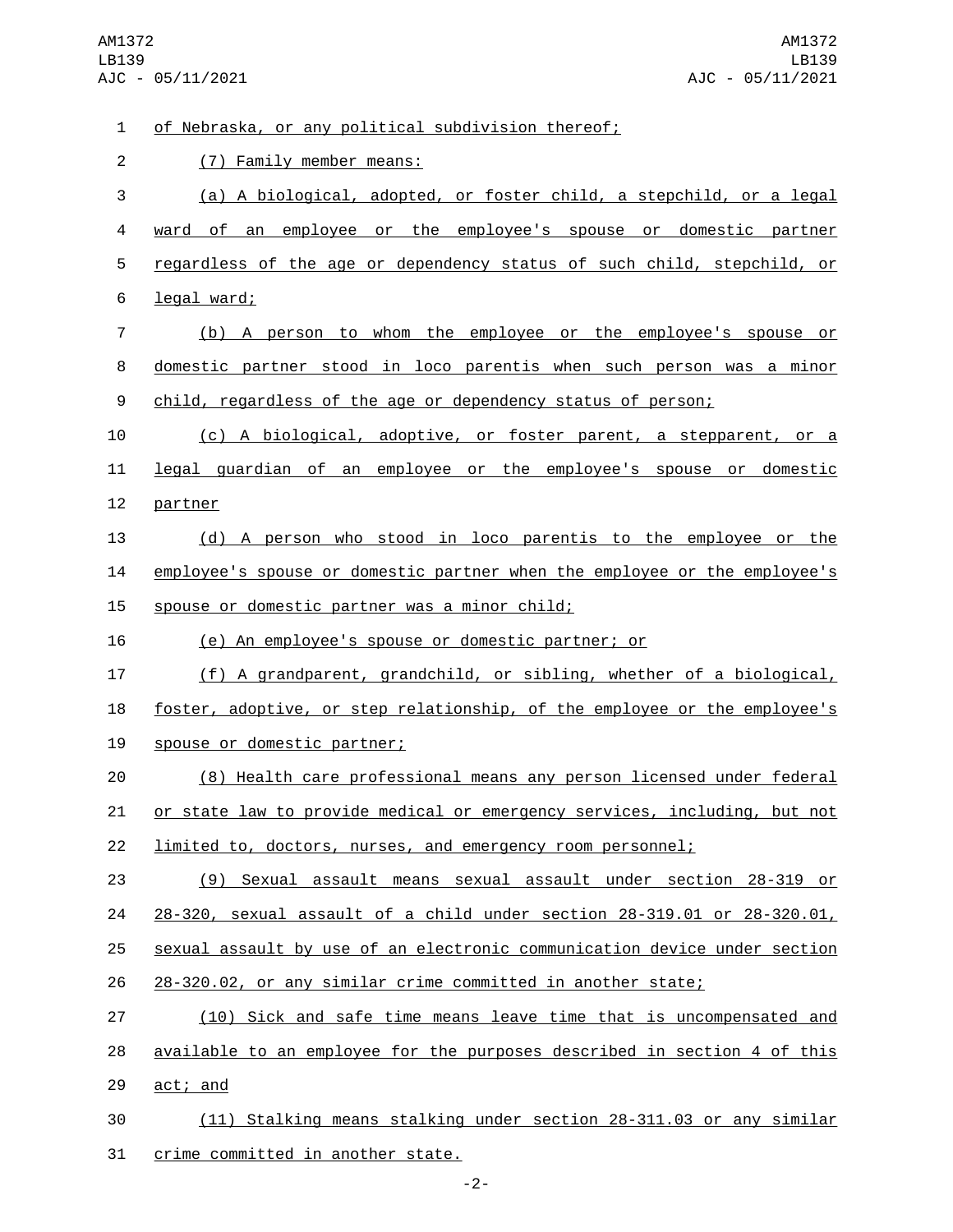of Nebraska, or any political subdivision thereof;

(7) Family member means:

(a) A biological, adopted, or foster child, a stepchild, or a legal ward of an employee or the employee's spouse or domestic partner regardless of the age or dependency status of such child, stepchild, or legal ward;

(b) A person to whom the employee or the employee's spouse or domestic partner stood in loco parentis when such person was a minor child, regardless of the age or dependency status of person;

(c) A biological, adoptive, or foster parent, a stepparent, or a legal guardian of an employee or the employee's spouse or domestic partner

(d) A person who stood in loco parentis to the employee or the employee's spouse or domestic partner when the employee or the employee's spouse or domestic partner was a minor child;

(e) An employee's spouse or domestic partner; or

(f) A grandparent, grandchild, or sibling, whether of a biological, foster, adoptive, or step relationship, of the employee or the employee's spouse or domestic partner;

(8) Health care professional means any person licensed under federal or state law to provide medical or emergency services, including, but not limited to, doctors, nurses, and emergency room personnel;

(9) Sexual assault means sexual assault under section 28-319 or 28-320, sexual assault of a child under section 28-319.01 or 28-320.01, sexual assault by use of an electronic communication device under section 28-320.02, or any similar crime committed in another state;

(10) Sick and safe time means leave time that is uncompensated and available to an employee for the purposes described in section 4 of this act; and

(11) Stalking means stalking under section 28-311.03 or any similar crime committed in another state.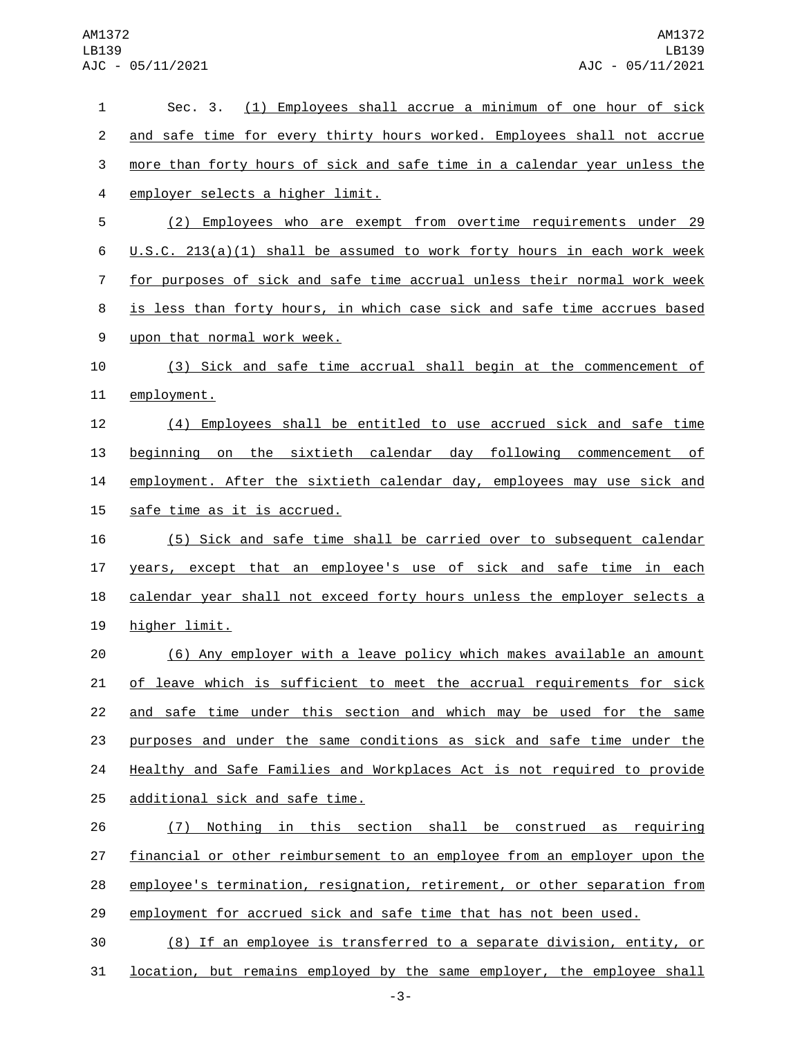Sec. 3. (1) Employees shall accrue a minimum of one hour of sick and safe time for every thirty hours worked. Employees shall not accrue more than forty hours of sick and safe time in a calendar year unless the employer selects a higher limit.

(2) Employees who are exempt from overtime requirements under 29 U.S.C. 213(a)(1) shall be assumed to work forty hours in each work week for purposes of sick and safe time accrual unless their normal work week is less than forty hours, in which case sick and safe time accrues based upon that normal work week.

(3) Sick and safe time accrual shall begin at the commencement of employment.

(4) Employees shall be entitled to use accrued sick and safe time beginning on the sixtieth calendar day following commencement of employment. After the sixtieth calendar day, employees may use sick and safe time as it is accrued.

(5) Sick and safe time shall be carried over to subsequent calendar years, except that an employee's use of sick and safe time in each calendar year shall not exceed forty hours unless the employer selects a higher limit.

(6) Any employer with a leave policy which makes available an amount of leave which is sufficient to meet the accrual requirements for sick and safe time under this section and which may be used for the same purposes and under the same conditions as sick and safe time under the Healthy and Safe Families and Workplaces Act is not required to provide additional sick and safe time.

(7) Nothing in this section shall be construed as requiring financial or other reimbursement to an employee from an employer upon the employee's termination, resignation, retirement, or other separation from employment for accrued sick and safe time that has not been used.

(8) If an employee is transferred to a separate division, entity, or location, but remains employed by the same employer, the employee shall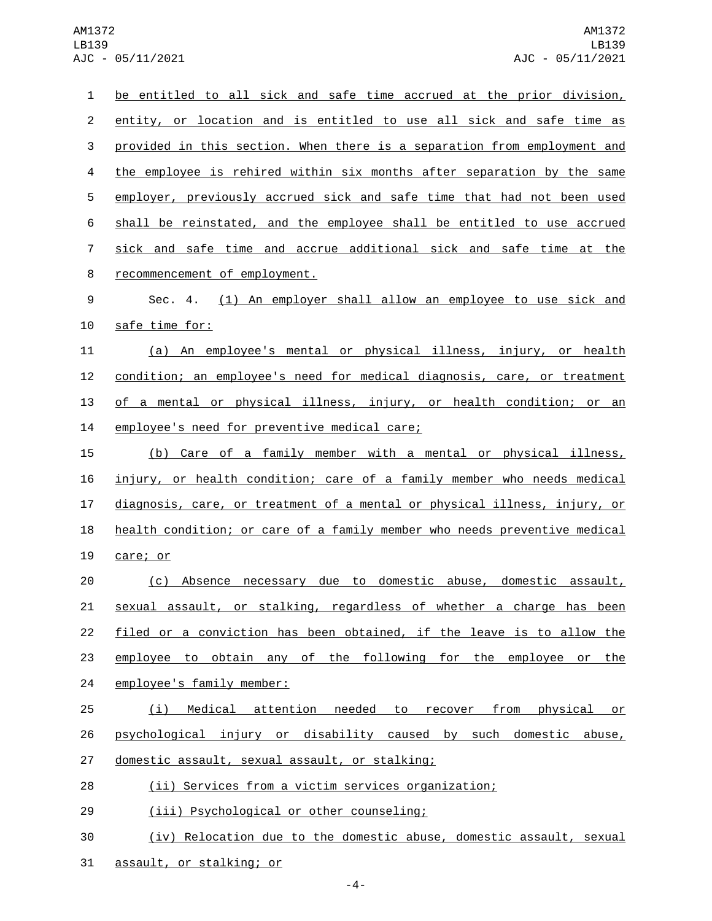be entitled to all sick and safe time accrued at the prior division, entity, or location and is entitled to use all sick and safe time as provided in this section. When there is a separation from employment and the employee is rehired within six months after separation by the same employer, previously accrued sick and safe time that had not been used shall be reinstated, and the employee shall be entitled to use accrued sick and safe time and accrue additional sick and safe time at the recommencement of employment.

Sec. 4. (1) An employer shall allow an employee to use sick and safe time for:

(a) An employee's mental or physical illness, injury, or health condition; an employee's need for medical diagnosis, care, or treatment of a mental or physical illness, injury, or health condition; or an employee's need for preventive medical care;

(b) Care of a family member with a mental or physical illness, injury, or health condition; care of a family member who needs medical diagnosis, care, or treatment of a mental or physical illness, injury, or health condition; or care of a family member who needs preventive medical care; or

(c) Absence necessary due to domestic abuse, domestic assault, sexual assault, or stalking, regardless of whether a charge has been filed or a conviction has been obtained, if the leave is to allow the employee to obtain any of the following for the employee or the employee's family member:

(i) Medical attention needed to recover from physical or psychological injury or disability caused by such domestic abuse, domestic assault, sexual assault, or stalking;

(ii) Services from a victim services organization;

(iii) Psychological or other counseling;

(iv) Relocation due to the domestic abuse, domestic assault, sexual assault, or stalking; or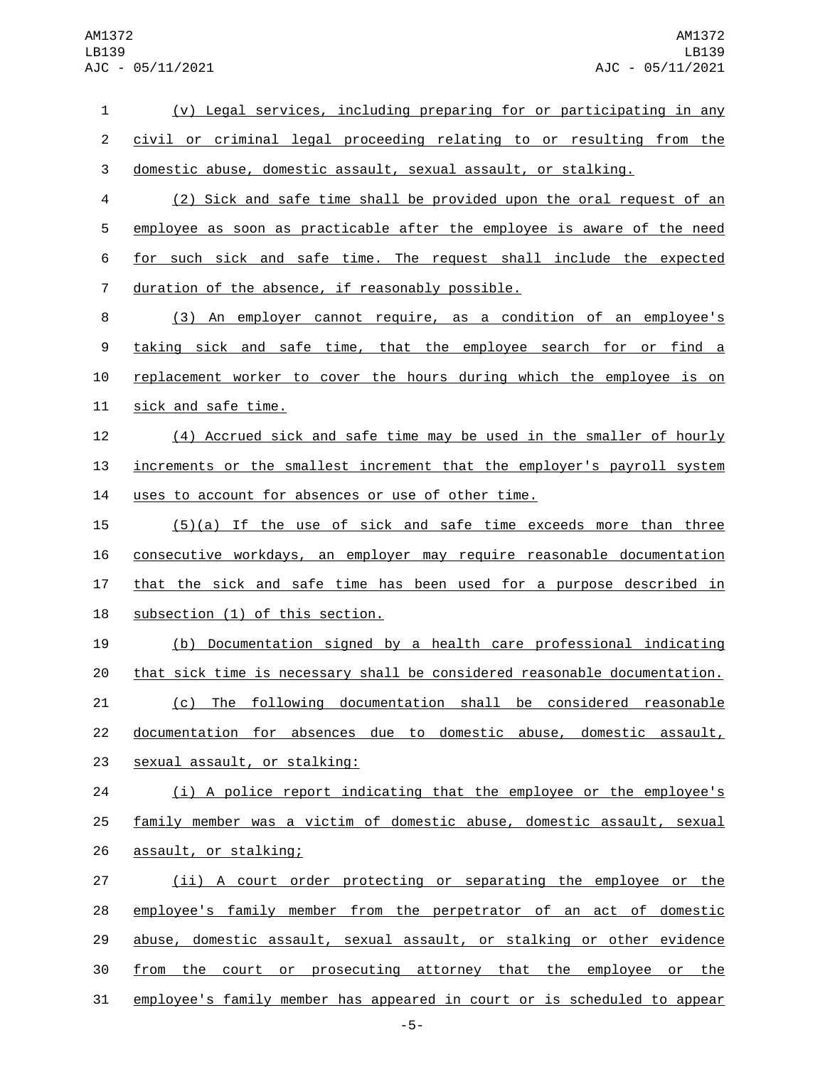(v) Legal services, including preparing for or participating in any civil or criminal legal proceeding relating to or resulting from the domestic abuse, domestic assault, sexual assault, or stalking.

(2) Sick and safe time shall be provided upon the oral request of an employee as soon as practicable after the employee is aware of the need for such sick and safe time. The request shall include the expected duration of the absence, if reasonably possible.

(3) An employer cannot require, as a condition of an employee's taking sick and safe time, that the employee search for or find a replacement worker to cover the hours during which the employee is on sick and safe time.

(4) Accrued sick and safe time may be used in the smaller of hourly increments or the smallest increment that the employer's payroll system uses to account for absences or use of other time.

(5)(a) If the use of sick and safe time exceeds more than three consecutive workdays, an employer may require reasonable documentation that the sick and safe time has been used for a purpose described in subsection (1) of this section.

(b) Documentation signed by a health care professional indicating that sick time is necessary shall be considered reasonable documentation.

(c) The following documentation shall be considered reasonable documentation for absences due to domestic abuse, domestic assault, sexual assault, or stalking:

(i) A police report indicating that the employee or the employee's family member was a victim of domestic abuse, domestic assault, sexual assault, or stalking;

(ii) A court order protecting or separating the employee or the employee's family member from the perpetrator of an act of domestic abuse, domestic assault, sexual assault, or stalking or other evidence from the court or prosecuting attorney that the employee or the employee's family member has appeared in court or is scheduled to appear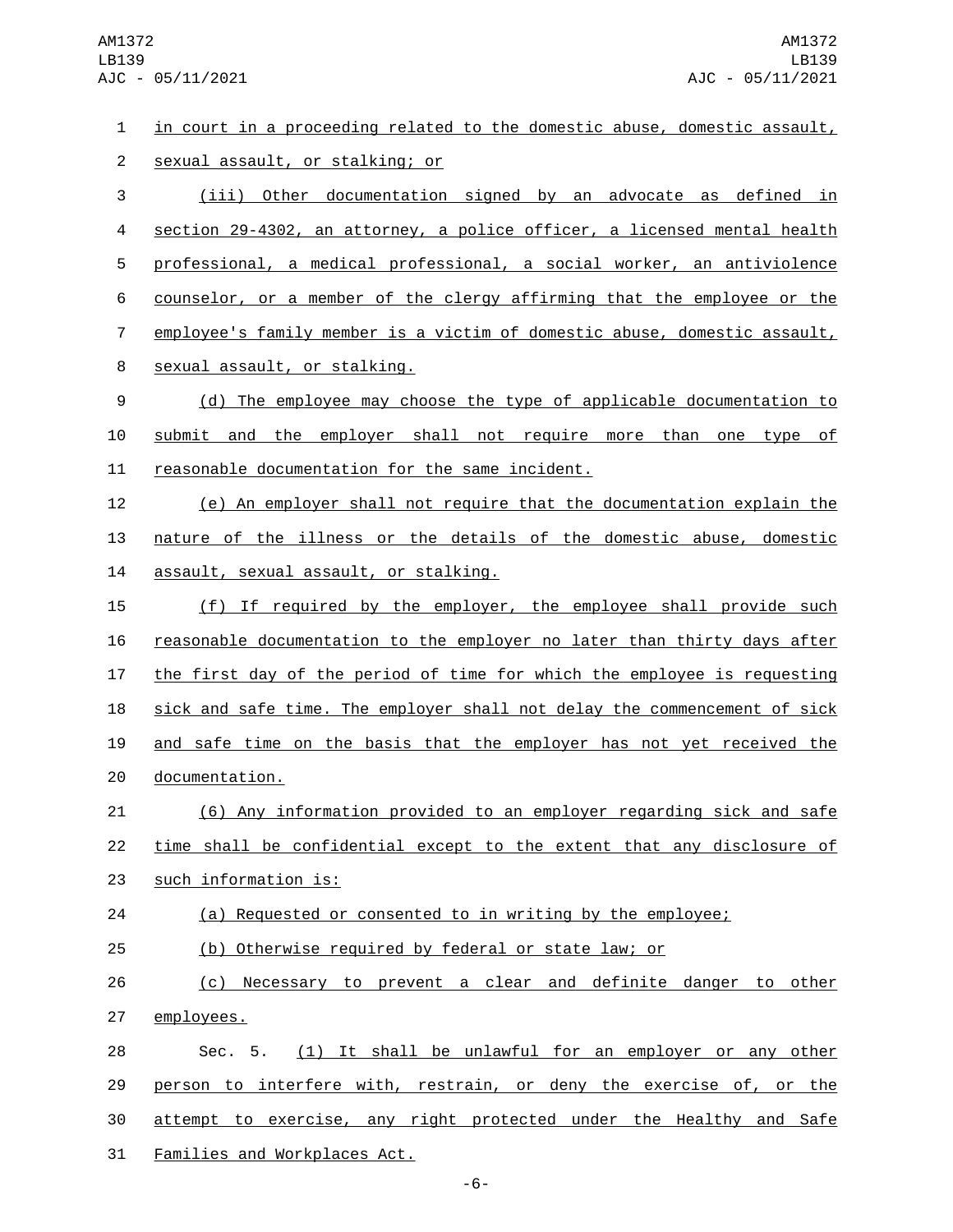in court in a proceeding related to the domestic abuse, domestic assault, sexual assault, or stalking; or

(iii) Other documentation signed by an advocate as defined in section 29-4302, an attorney, a police officer, a licensed mental health professional, a medical professional, a social worker, an antiviolence counselor, or a member of the clergy affirming that the employee or the employee's family member is a victim of domestic abuse, domestic assault, sexual assault, or stalking.

(d) The employee may choose the type of applicable documentation to submit and the employer shall not require more than one type of reasonable documentation for the same incident.

(e) An employer shall not require that the documentation explain the nature of the illness or the details of the domestic abuse, domestic assault, sexual assault, or stalking.

(f) If required by the employer, the employee shall provide such reasonable documentation to the employer no later than thirty days after the first day of the period of time for which the employee is requesting sick and safe time. The employer shall not delay the commencement of sick and safe time on the basis that the employer has not yet received the documentation.

(6) Any information provided to an employer regarding sick and safe time shall be confidential except to the extent that any disclosure of such information is:

(a) Requested or consented to in writing by the employee;

(b) Otherwise required by federal or state law; or

(c) Necessary to prevent a clear and definite danger to other employees.

Sec. 5. (1) It shall be unlawful for an employer or any other person to interfere with, restrain, or deny the exercise of, or the attempt to exercise, any right protected under the Healthy and Safe Families and Workplaces Act.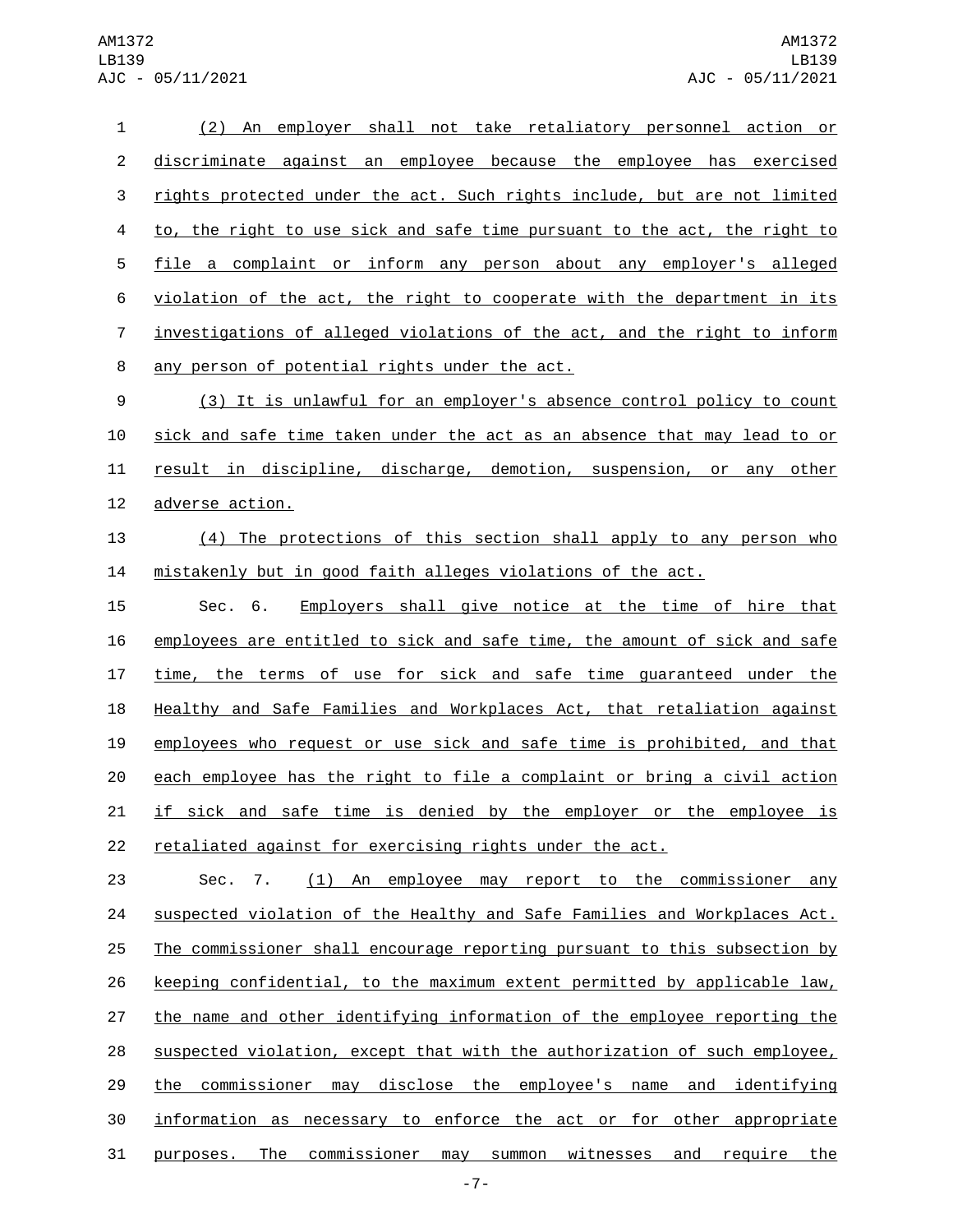(2) An employer shall not take retaliatory personnel action or discriminate against an employee because the employee has exercised rights protected under the act. Such rights include, but are not limited to, the right to use sick and safe time pursuant to the act, the right to file a complaint or inform any person about any employer's alleged violation of the act, the right to cooperate with the department in its investigations of alleged violations of the act, and the right to inform any person of potential rights under the act.

(3) It is unlawful for an employer's absence control policy to count sick and safe time taken under the act as an absence that may lead to or result in discipline, discharge, demotion, suspension, or any other adverse action.

(4) The protections of this section shall apply to any person who mistakenly but in good faith alleges violations of the act.

Sec. 6. Employers shall give notice at the time of hire that employees are entitled to sick and safe time, the amount of sick and safe time, the terms of use for sick and safe time guaranteed under the Healthy and Safe Families and Workplaces Act, that retaliation against employees who request or use sick and safe time is prohibited, and that each employee has the right to file a complaint or bring a civil action if sick and safe time is denied by the employer or the employee is retaliated against for exercising rights under the act.

Sec. 7. (1) An employee may report to the commissioner any suspected violation of the Healthy and Safe Families and Workplaces Act. The commissioner shall encourage reporting pursuant to this subsection by keeping confidential, to the maximum extent permitted by applicable law, the name and other identifying information of the employee reporting the suspected violation, except that with the authorization of such employee, the commissioner may disclose the employee's name and identifying information as necessary to enforce the act or for other appropriate purposes. The commissioner may summon witnesses and require the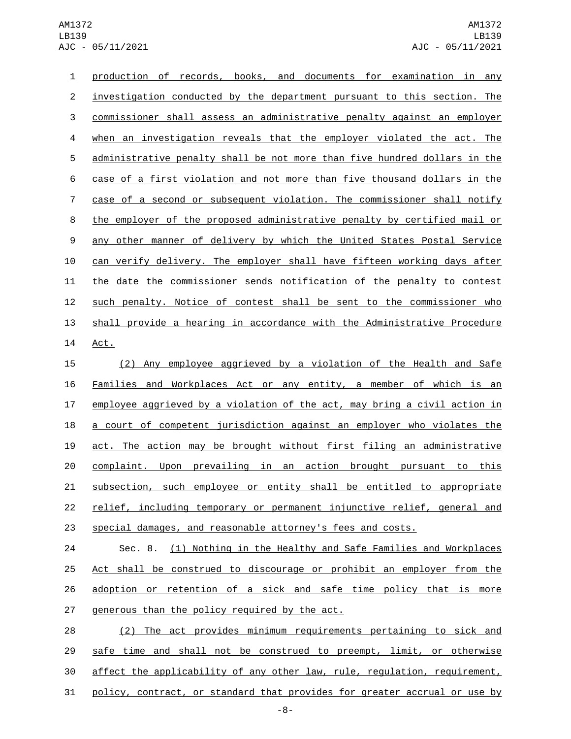production of records, books, and documents for examination in any investigation conducted by the department pursuant to this section. The commissioner shall assess an administrative penalty against an employer when an investigation reveals that the employer violated the act. The administrative penalty shall be not more than five hundred dollars in the case of a first violation and not more than five thousand dollars in the case of a second or subsequent violation. The commissioner shall notify the employer of the proposed administrative penalty by certified mail or any other manner of delivery by which the United States Postal Service can verify delivery. The employer shall have fifteen working days after the date the commissioner sends notification of the penalty to contest such penalty. Notice of contest shall be sent to the commissioner who shall provide a hearing in accordance with the Administrative Procedure Act.

(2) Any employee aggrieved by a violation of the Health and Safe Families and Workplaces Act or any entity, a member of which is an employee aggrieved by a violation of the act, may bring a civil action in a court of competent jurisdiction against an employer who violates the act. The action may be brought without first filing an administrative complaint. Upon prevailing in an action brought pursuant to this subsection, such employee or entity shall be entitled to appropriate relief, including temporary or permanent injunctive relief, general and special damages, and reasonable attorney's fees and costs.

Sec. 8. (1) Nothing in the Healthy and Safe Families and Workplaces Act shall be construed to discourage or prohibit an employer from the adoption or retention of a sick and safe time policy that is more generous than the policy required by the act.

(2) The act provides minimum requirements pertaining to sick and safe time and shall not be construed to preempt, limit, or otherwise affect the applicability of any other law, rule, regulation, requirement, policy, contract, or standard that provides for greater accrual or use by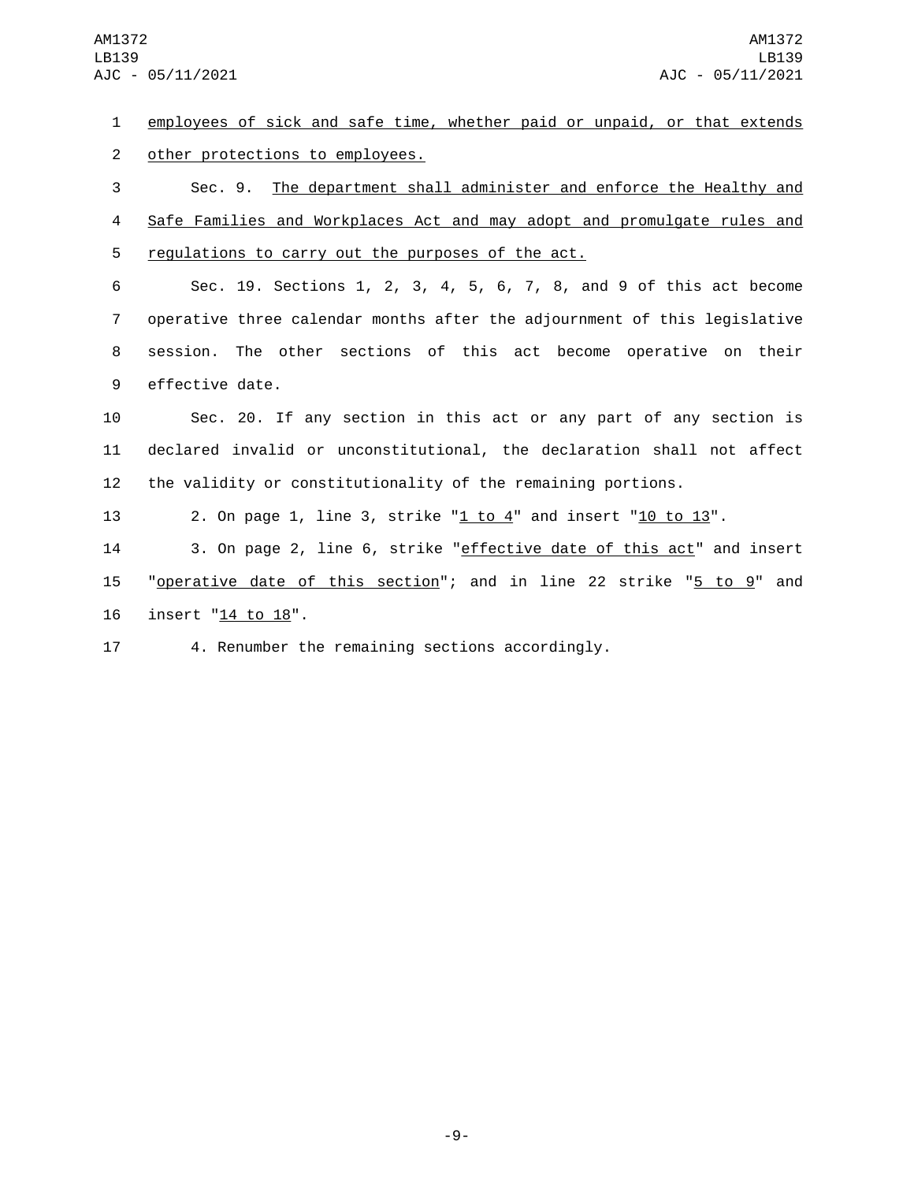employees of sick and safe time, whether paid or unpaid, or that extends other protections to employees.

Sec. 9. The department shall administer and enforce the Healthy and Safe Families and Workplaces Act and may adopt and promulgate rules and regulations to carry out the purposes of the act.

Sec. 19. Sections 1, 2, 3, 4, 5, 6, 7, 8, and 9 of this act become operative three calendar months after the adjournment of this legislative session. The other sections of this act become operative on their effective date.

Sec. 20. If any section in this act or any part of any section is declared invalid or unconstitutional, the declaration shall not affect the validity or constitutionality of the remaining portions.

2. On page 1, line 3, strike "1 to 4" and insert "10 to 13".

3. On page 2, line 6, strike "effective date of this act" and insert "operative date of this section"; and in line 22 strike "5 to 9" and insert "14 to 18".

4. Renumber the remaining sections accordingly.